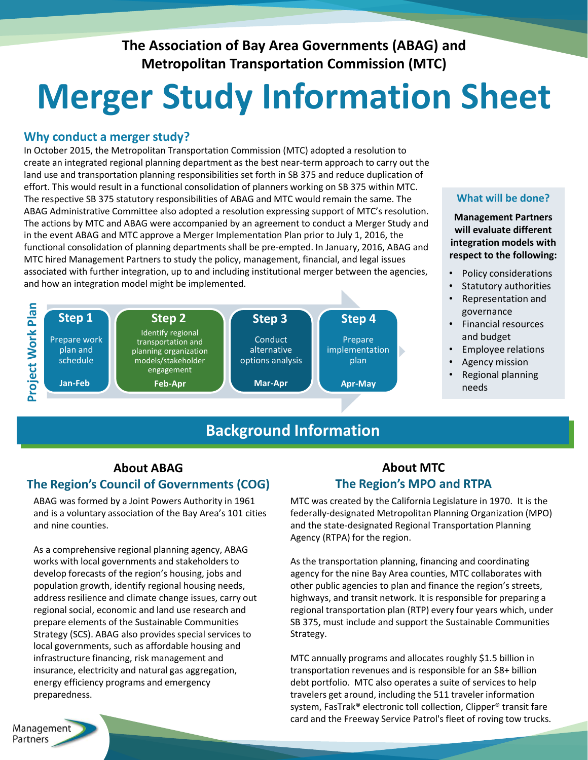**The Association of Bay Area Governments (ABAG) and Metropolitan Transportation Commission (MTC)**

# Merger Study Information Sheet

## Why conduct a merger study?

In October 2015, the Metropolitan Transportation Commission (MTC) adopted a resolution to create an integrated regional planning department as the best near-term approach to carry out the land use and transportation planning responsibilities set forth in SB 375 and reduce duplication of effort. This would result in a functional consolidation of planners working on SB 375 within MTC. The respective SB 375 statutory responsibilities of ABAG and MTC would remain the same. The ABAG Administrative Committee also adopted a resolution expressing support of MTC's resolution. The actions by MTC and ABAG were accompanied by an agreement to conduct a Merger Study and in the event ABAG and MTC approve a Merger Implementation Plan prior to July 1, 2016, the functional consolidation of planning departments shall be pre-empted. In January, 2016, ABAG and MTC hired Management Partners to study the policy, management, financial, and legal issues associated with further integration, up to and including institutional merger between the agencies, and how an integration model might be implemented.

### Project Work Plan

| Step | Description | Timing |
|---|---|---|
| Step 1 | Prepare work plan and schedule | Jan-Feb |
| Step 2 | Identify regional transportation and planning organization models/stakeholder engagement | Feb-Apr |
| Step 3 | Conduct alternative options analysis | Mar-Apr |
| Step 4 | Prepare implementation plan | Apr-May |

### What will be done?

**Management Partners will evaluate different integration models with respect to the following:**

- Policy considerations
- Statutory authorities
- Representation and governance
- Financial resources and budget
- Employee relations
- Agency mission
- Regional planning needs

## Background Information

### About ABAG
### The Region's Council of Governments (COG)

ABAG was formed by a Joint Powers Authority in 1961 and is a voluntary association of the Bay Area's 101 cities and nine counties.

As a comprehensive regional planning agency, ABAG works with local governments and stakeholders to develop forecasts of the region's housing, jobs and population growth, identify regional housing needs, address resilience and climate change issues, carry out regional social, economic and land use research and prepare elements of the Sustainable Communities Strategy (SCS). ABAG also provides special services to local governments, such as affordable housing and infrastructure financing, risk management and insurance, electricity and natural gas aggregation, energy efficiency programs and emergency preparedness.

### About MTC
### The Region's MPO and RTPA

MTC was created by the California Legislature in 1970. It is the federally-designated Metropolitan Planning Organization (MPO) and the state-designated Regional Transportation Planning Agency (RTPA) for the region.

As the transportation planning, financing and coordinating agency for the nine Bay Area counties, MTC collaborates with other public agencies to plan and finance the region's streets, highways, and transit network. It is responsible for preparing a regional transportation plan (RTP) every four years which, under SB 375, must include and support the Sustainable Communities Strategy.

MTC annually programs and allocates roughly $1.5 billion in transportation revenues and is responsible for an $8+ billion debt portfolio. MTC also operates a suite of services to help travelers get around, including the 511 traveler information system, FasTrak® electronic toll collection, Clipper® transit fare card and the Freeway Service Patrol's fleet of roving tow trucks.

Management Partners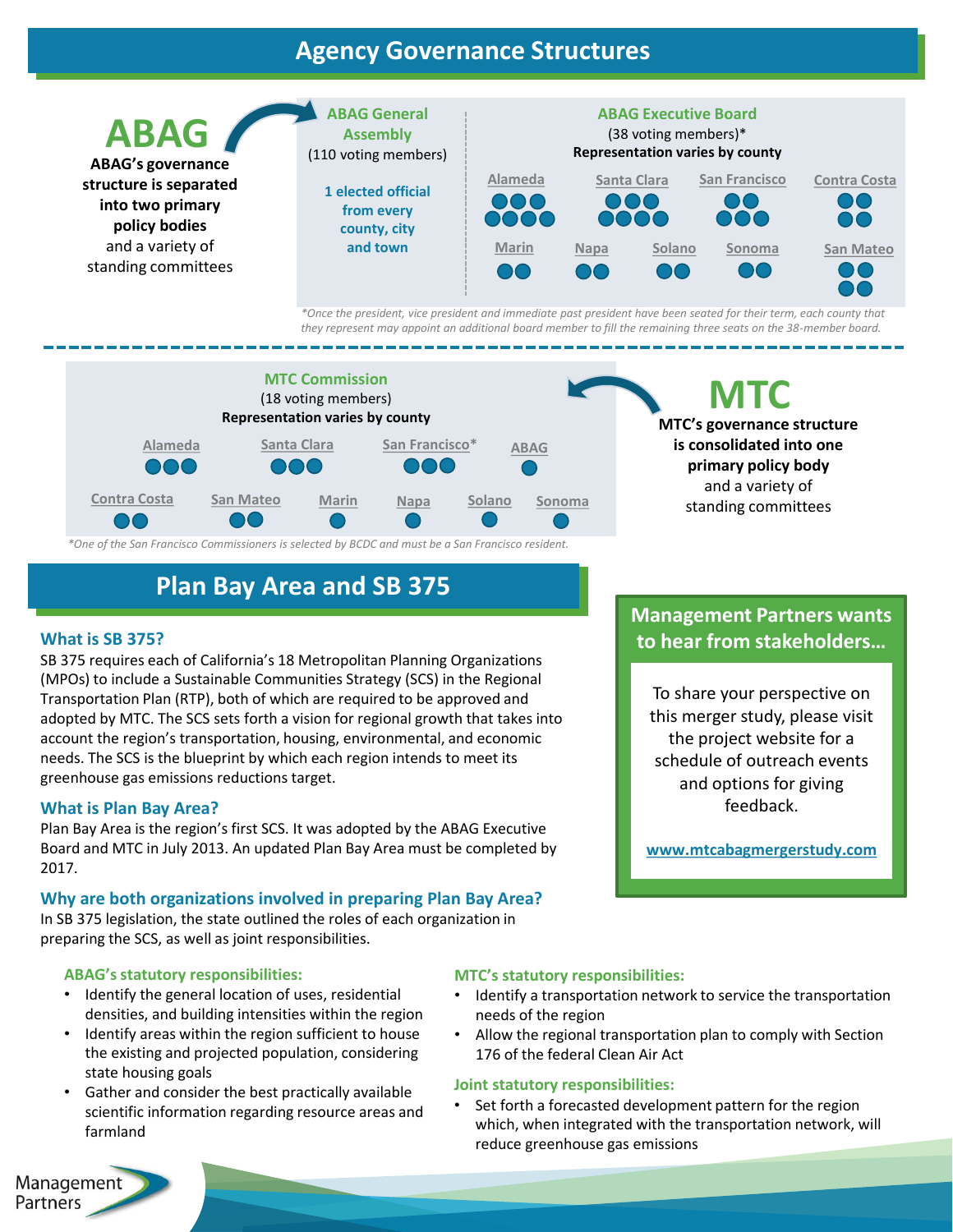## Agency Governance Structures

# ABAG

**ABAG's governance structure is separated into two primary policy bodies** and a variety of standing committees

### ABAG General Assembly

(110 voting members)

1 elected official from every county, city and town

### ABAG Executive Board

(38 voting members)*

**Representation varies by county**

Alameda
Santa Clara
San Francisco
Contra Costa
Marin
Napa
Solano
Sonoma
San Mateo

*Once the president, vice president and immediate past president have been seated for their term, each county that they represent may appoint an additional board member to fill the remaining three seats on the 38-member board.*

---

### MTC Commission

(18 voting members)

**Representation varies by county**

Alameda
Santa Clara
San Francisco*
ABAG
Contra Costa
San Mateo
Marin
Napa
Solano
Sonoma

*One of the San Francisco Commissioners is selected by BCDC and must be a San Francisco resident.*

# MTC

**MTC's governance structure is consolidated into one primary policy body** and a variety of standing committees

## Plan Bay Area and SB 375

### What is SB 375?

SB 375 requires each of California's 18 Metropolitan Planning Organizations (MPOs) to include a Sustainable Communities Strategy (SCS) in the Regional Transportation Plan (RTP), both of which are required to be approved and adopted by MTC. The SCS sets forth a vision for regional growth that takes into account the region's transportation, housing, environmental, and economic needs. The SCS is the blueprint by which each region intends to meet its greenhouse gas emissions reductions target.

### What is Plan Bay Area?

Plan Bay Area is the region's first SCS. It was adopted by the ABAG Executive Board and MTC in July 2013. An updated Plan Bay Area must be completed by 2017.

### Why are both organizations involved in preparing Plan Bay Area?

In SB 375 legislation, the state outlined the roles of each organization in preparing the SCS, as well as joint responsibilities.

#### ABAG's statutory responsibilities:

- Identify the general location of uses, residential densities, and building intensities within the region
- Identify areas within the region sufficient to house the existing and projected population, considering state housing goals
- Gather and consider the best practically available scientific information regarding resource areas and farmland

#### MTC's statutory responsibilities:

- Identify a transportation network to service the transportation needs of the region
- Allow the regional transportation plan to comply with Section 176 of the federal Clean Air Act

#### Joint statutory responsibilities:

- Set forth a forecasted development pattern for the region which, when integrated with the transportation network, will reduce greenhouse gas emissions

### Management Partners wants to hear from stakeholders…

To share your perspective on this merger study, please visit the project website for a schedule of outreach events and options for giving feedback.

www.mtcabagmergerstudy.com

Management Partners